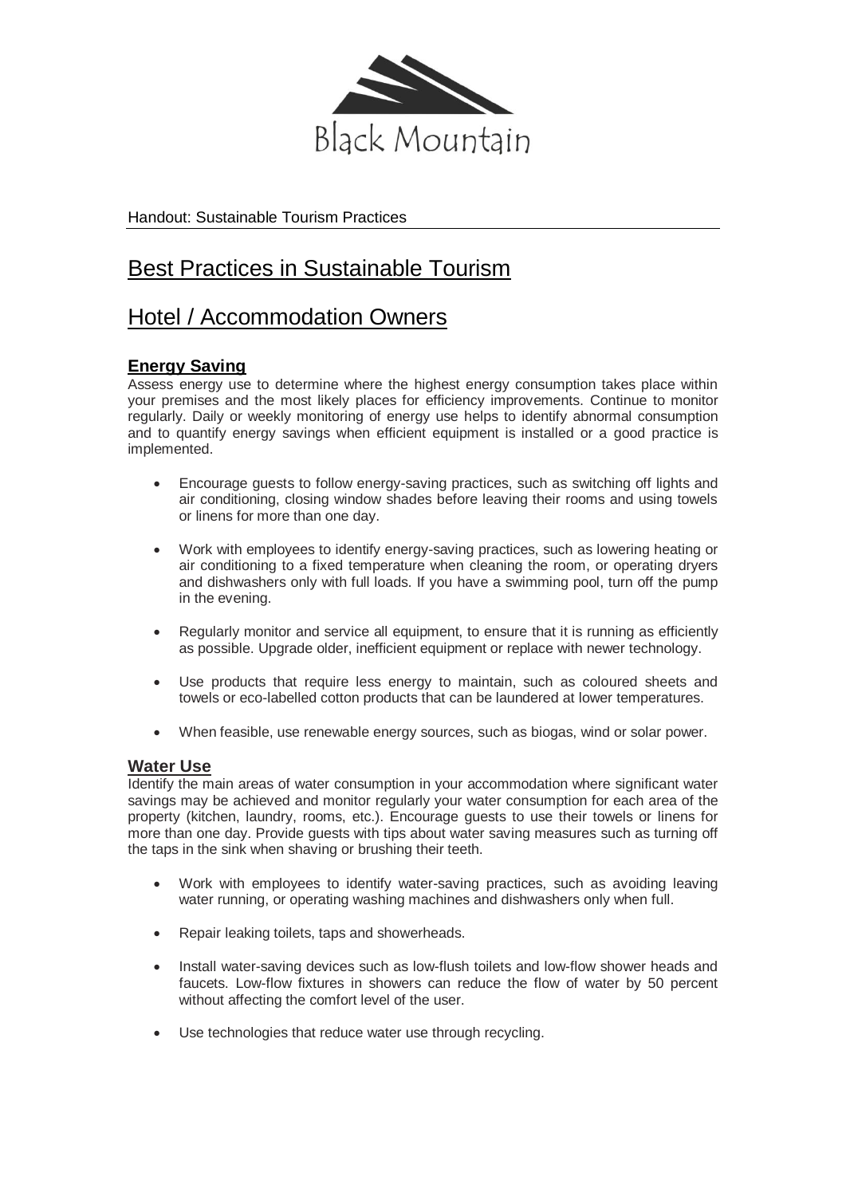Black Mountain

Handout: Sustainable Tourism Practices

# Best Practices in Sustainable Tourism

# Hotel / Accommodation Owners

## Energy Saving

Assess energy use to determine where the highest energy consumption takes place within your premises and the most likely places for efficiency improvements. Continue to monitor regularly. Daily or weekly monitoring of energy use helps to identify abnormal consumption and to quantify energy savings when efficient equipment is installed or a good practice is implemented.

- Encourage guests to follow energy-saving practices, such as switching off lights and air conditioning, closing window shades before leaving their rooms and using towels or linens for more than one day.
- Work with employees to identify energy-saving practices, such as lowering heating or air conditioning to a fixed temperature when cleaning the room, or operating dryers and dishwashers only with full loads. If you have a swimming pool, turn off the pump in the evening.
- Regularly monitor and service all equipment, to ensure that it is running as efficiently as possible. Upgrade older, inefficient equipment or replace with newer technology.
- Use products that require less energy to maintain, such as coloured sheets and towels or eco-labelled cotton products that can be laundered at lower temperatures.
- When feasible, use renewable energy sources, such as biogas, wind or solar power.

## Water Use

Identify the main areas of water consumption in your accommodation where significant water savings may be achieved and monitor regularly your water consumption for each area of the property (kitchen, laundry, rooms, etc.). Encourage guests to use their towels or linens for more than one day. Provide guests with tips about water saving measures such as turning off the taps in the sink when shaving or brushing their teeth.

- Work with employees to identify water-saving practices, such as avoiding leaving water running, or operating washing machines and dishwashers only when full.
- Repair leaking toilets, taps and showerheads.
- Install water-saving devices such as low-flush toilets and low-flow shower heads and faucets. Low-flow fixtures in showers can reduce the flow of water by 50 percent without affecting the comfort level of the user.
- Use technologies that reduce water use through recycling.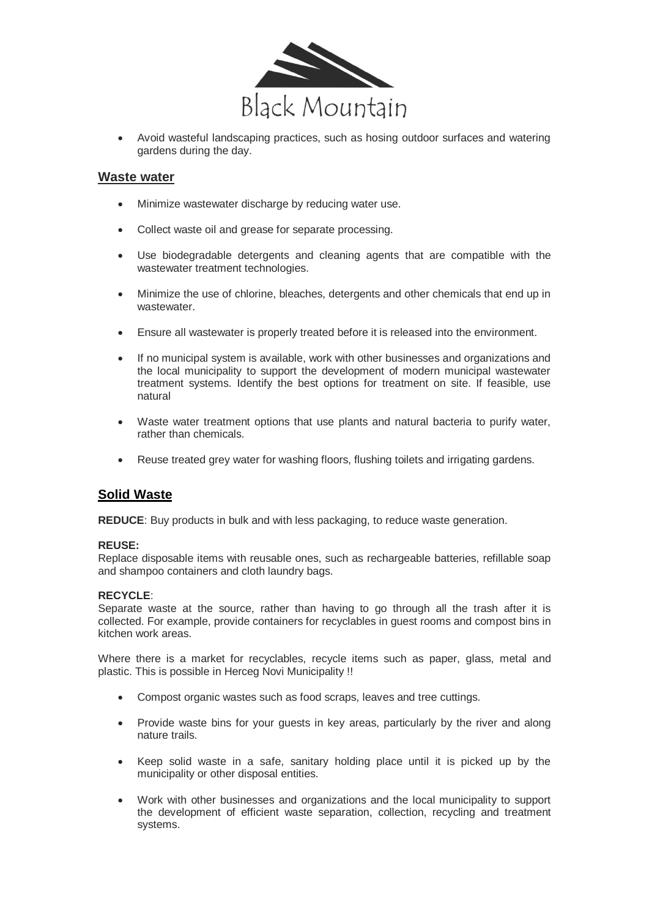- Avoid wasteful landscaping practices, such as hosing outdoor surfaces and watering gardens during the day.

## Waste water

- Minimize wastewater discharge by reducing water use.
- Collect waste oil and grease for separate processing.
- Use biodegradable detergents and cleaning agents that are compatible with the wastewater treatment technologies.
- Minimize the use of chlorine, bleaches, detergents and other chemicals that end up in wastewater.
- Ensure all wastewater is properly treated before it is released into the environment.
- If no municipal system is available, work with other businesses and organizations and the local municipality to support the development of modern municipal wastewater treatment systems. Identify the best options for treatment on site. If feasible, use natural
- Waste water treatment options that use plants and natural bacteria to purify water, rather than chemicals.
- Reuse treated grey water for washing floors, flushing toilets and irrigating gardens.

## Solid Waste

**REDUCE**: Buy products in bulk and with less packaging, to reduce waste generation.

**REUSE:**
Replace disposable items with reusable ones, such as rechargeable batteries, refillable soap and shampoo containers and cloth laundry bags.

**RECYCLE**:
Separate waste at the source, rather than having to go through all the trash after it is collected. For example, provide containers for recyclables in guest rooms and compost bins in kitchen work areas.

Where there is a market for recyclables, recycle items such as paper, glass, metal and plastic. This is possible in Herceg Novi Municipality !!

- Compost organic wastes such as food scraps, leaves and tree cuttings.
- Provide waste bins for your guests in key areas, particularly by the river and along nature trails.
- Keep solid waste in a safe, sanitary holding place until it is picked up by the municipality or other disposal entities.
- Work with other businesses and organizations and the local municipality to support the development of efficient waste separation, collection, recycling and treatment systems.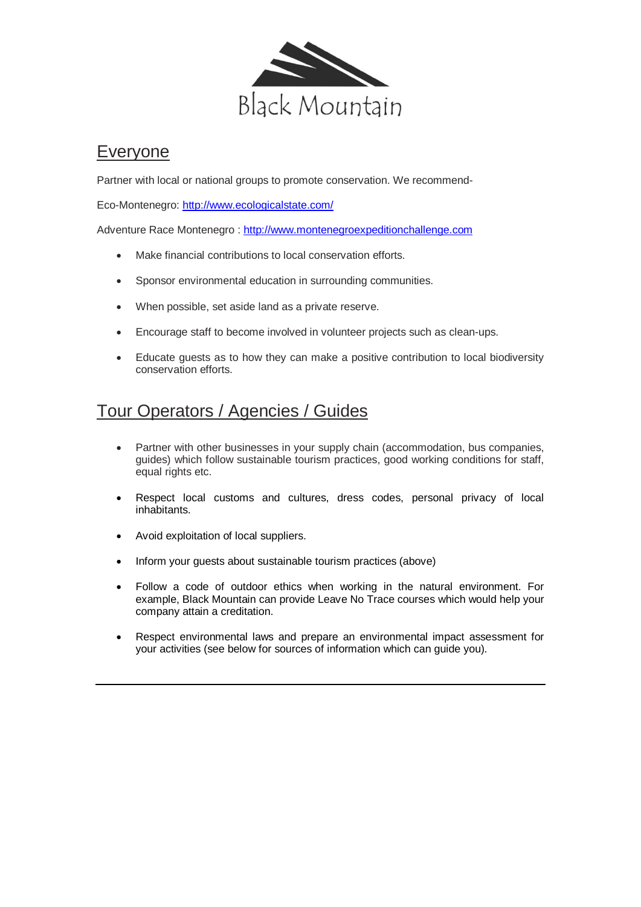Black Mountain

## Everyone

Partner with local or national groups to promote conservation. We recommend-

Eco-Montenegro: [http://www.ecologicalstate.com/](http://www.ecologicalstate.com/)

Adventure Race Montenegro : [http://www.montenegroexpeditionchallenge.com](http://www.montenegroexpeditionchallenge.com)

- Make financial contributions to local conservation efforts.
- Sponsor environmental education in surrounding communities.
- When possible, set aside land as a private reserve.
- Encourage staff to become involved in volunteer projects such as clean-ups.
- Educate guests as to how they can make a positive contribution to local biodiversity conservation efforts.

## Tour Operators / Agencies / Guides

- Partner with other businesses in your supply chain (accommodation, bus companies, guides) which follow sustainable tourism practices, good working conditions for staff, equal rights etc.
- Respect local customs and cultures, dress codes, personal privacy of local inhabitants.
- Avoid exploitation of local suppliers.
- Inform your guests about sustainable tourism practices (above)
- Follow a code of outdoor ethics when working in the natural environment. For example, Black Mountain can provide Leave No Trace courses which would help your company attain a creditation.
- Respect environmental laws and prepare an environmental impact assessment for your activities (see below for sources of information which can guide you).

---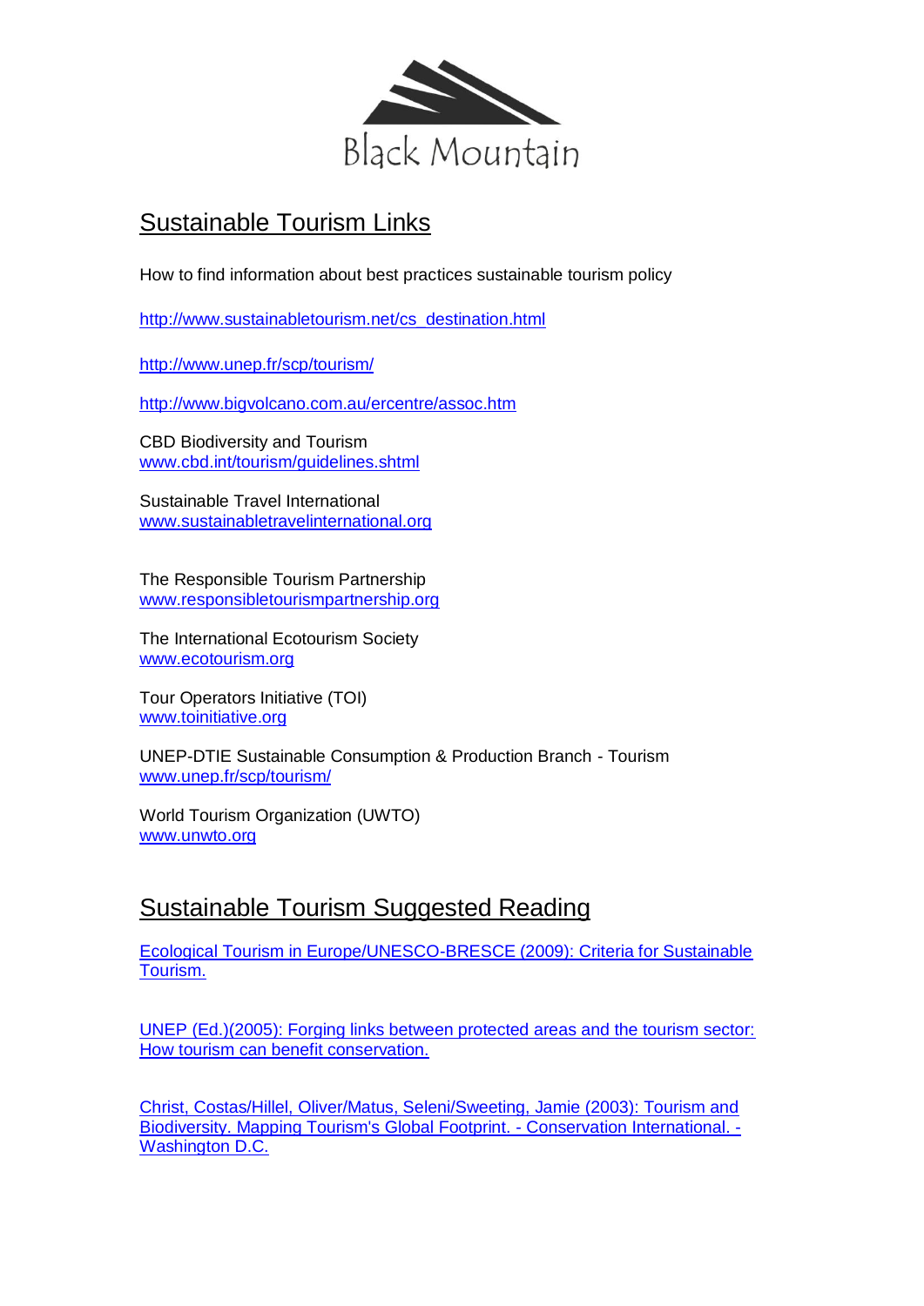Black Mountain

## Sustainable Tourism Links

How to find information about best practices sustainable tourism policy

http://www.sustainabletourism.net/cs_destination.html

http://www.unep.fr/scp/tourism/

http://www.bigvolcano.com.au/ercentre/assoc.htm

CBD Biodiversity and Tourism
www.cbd.int/tourism/guidelines.shtml

Sustainable Travel International
www.sustainabletravelinternational.org

The Responsible Tourism Partnership
www.responsibletourismpartnership.org

The International Ecotourism Society
www.ecotourism.org

Tour Operators Initiative (TOI)
www.toinitiative.org

UNEP-DTIE Sustainable Consumption & Production Branch - Tourism
www.unep.fr/scp/tourism/

World Tourism Organization (UWTO)
www.unwto.org

## Sustainable Tourism Suggested Reading

Ecological Tourism in Europe/UNESCO-BRESCE (2009): Criteria for Sustainable Tourism.

UNEP (Ed.)(2005): Forging links between protected areas and the tourism sector: How tourism can benefit conservation.

Christ, Costas/Hillel, Oliver/Matus, Seleni/Sweeting, Jamie (2003): Tourism and Biodiversity. Mapping Tourism's Global Footprint. - Conservation International. - Washington D.C.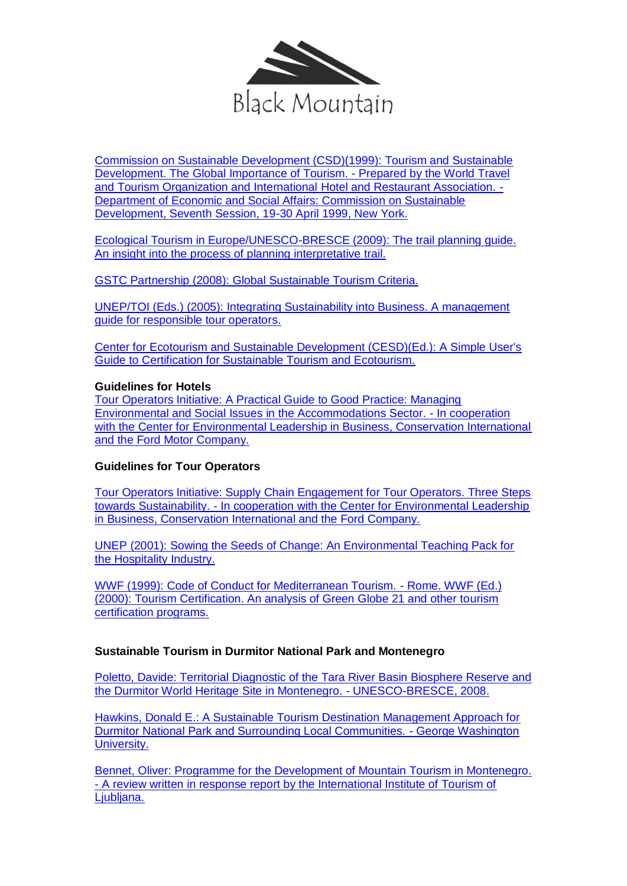Commission on Sustainable Development (CSD)(1999): Tourism and Sustainable Development. The Global Importance of Tourism. - Prepared by the World Travel and Tourism Organization and International Hotel and Restaurant Association. - Department of Economic and Social Affairs: Commission on Sustainable Development, Seventh Session, 19-30 April 1999, New York.

Ecological Tourism in Europe/UNESCO-BRESCE (2009): The trail planning guide. An insight into the process of planning interpretative trail.

GSTC Partnership (2008): Global Sustainable Tourism Criteria.

UNEP/TOI (Eds.) (2005): Integrating Sustainability into Business. A management guide for responsible tour operators.

Center for Ecotourism and Sustainable Development (CESD)(Ed.): A Simple User's Guide to Certification for Sustainable Tourism and Ecotourism.

**Guidelines for Hotels**

Tour Operators Initiative: A Practical Guide to Good Practice: Managing Environmental and Social Issues in the Accommodations Sector. - In cooperation with the Center for Environmental Leadership in Business, Conservation International and the Ford Motor Company.

**Guidelines for Tour Operators**

Tour Operators Initiative: Supply Chain Engagement for Tour Operators. Three Steps towards Sustainability. - In cooperation with the Center for Environmental Leadership in Business, Conservation International and the Ford Company.

UNEP (2001): Sowing the Seeds of Change: An Environmental Teaching Pack for the Hospitality Industry.

WWF (1999): Code of Conduct for Mediterranean Tourism. - Rome. WWF (Ed.) (2000): Tourism Certification. An analysis of Green Globe 21 and other tourism certification programs.

**Sustainable Tourism in Durmitor National Park and Montenegro**

Poletto, Davide: Territorial Diagnostic of the Tara River Basin Biosphere Reserve and the Durmitor World Heritage Site in Montenegro. - UNESCO-BRESCE, 2008.

Hawkins, Donald E.: A Sustainable Tourism Destination Management Approach for Durmitor National Park and Surrounding Local Communities. - George Washington University.

Bennet, Oliver: Programme for the Development of Mountain Tourism in Montenegro. - A review written in response report by the International Institute of Tourism of Ljubljana.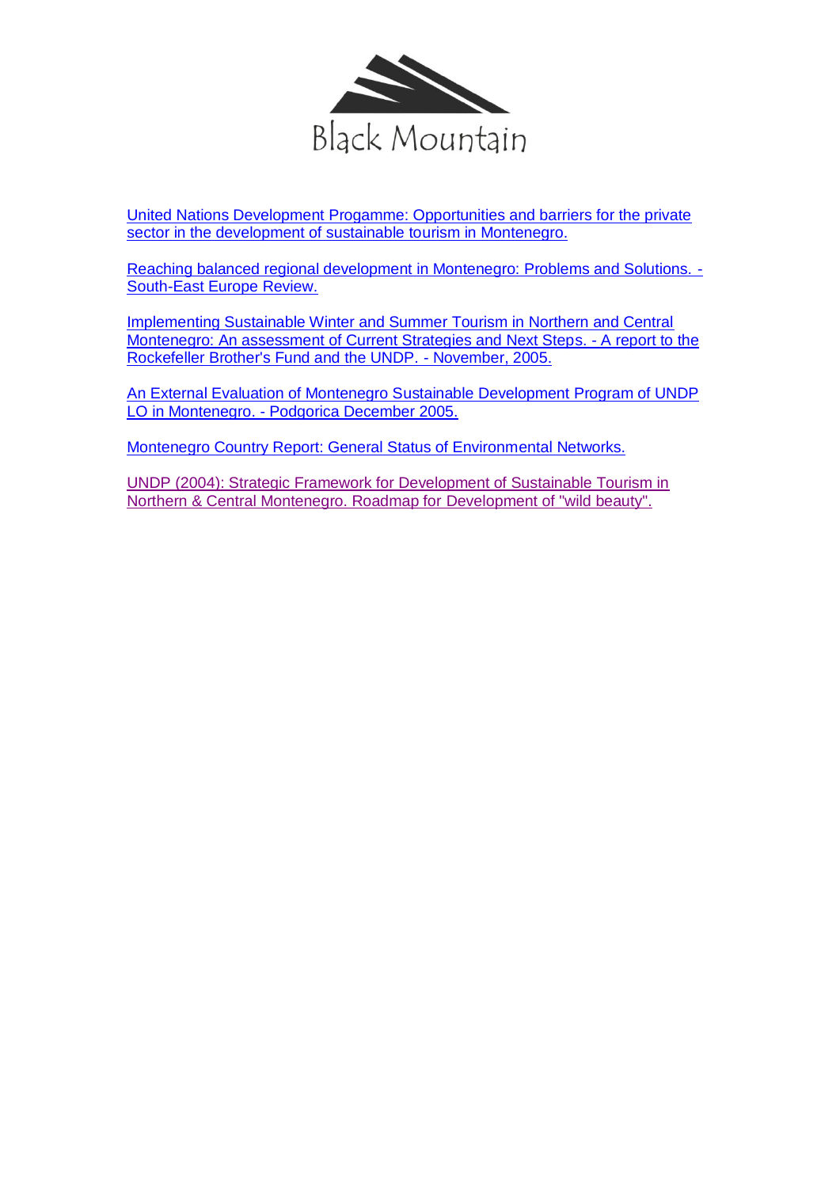Black Mountain

United Nations Development Progamme: Opportunities and barriers for the private sector in the development of sustainable tourism in Montenegro.

Reaching balanced regional development in Montenegro: Problems and Solutions. - South-East Europe Review.

Implementing Sustainable Winter and Summer Tourism in Northern and Central Montenegro: An assessment of Current Strategies and Next Steps. - A report to the Rockefeller Brother's Fund and the UNDP. - November, 2005.

An External Evaluation of Montenegro Sustainable Development Program of UNDP LO in Montenegro. - Podgorica December 2005.

Montenegro Country Report: General Status of Environmental Networks.

UNDP (2004): Strategic Framework for Development of Sustainable Tourism in Northern & Central Montenegro. Roadmap for Development of "wild beauty".